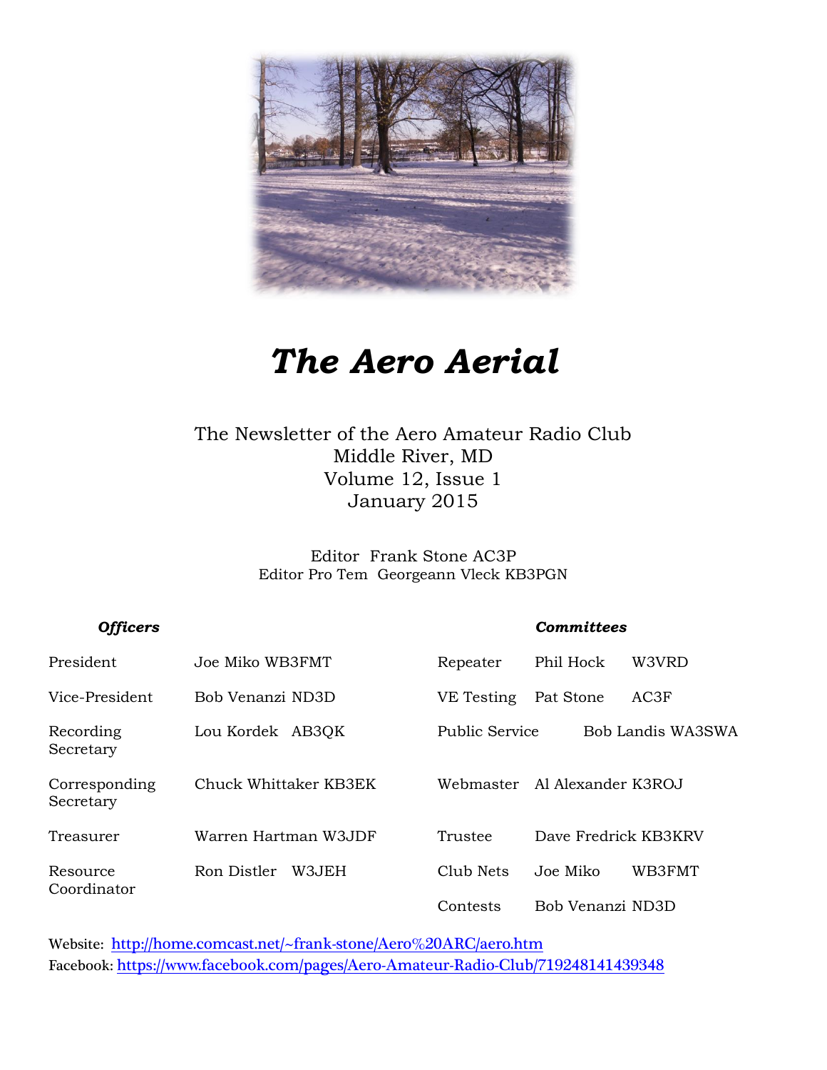# *The Aero Aerial*

The Newsletter of the Aero Amateur Radio Club
Middle River, MD
Volume 12, Issue 1
January 2015

Editor Frank Stone AC3P
Editor Pro Tem Georgeann Vleck KB3PGN

| ***Officers*** | | ***Committees*** | |
|---|---|---|---|
| President | Joe Miko WB3FMT | Repeater | Phil Hock W3VRD |
| Vice-President | Bob Venanzi ND3D | VE Testing | Pat Stone AC3F |
| Recording Secretary | Lou Kordek AB3QK | Public Service | Bob Landis WA3SWA |
| Corresponding Secretary | Chuck Whittaker KB3EK | Webmaster | Al Alexander K3ROJ |
| Treasurer | Warren Hartman W3JDF | Trustee | Dave Fredrick KB3KRV |
| Resource Coordinator | Ron Distler W3JEH | Club Nets | Joe Miko WB3FMT |
| | | Contests | Bob Venanzi ND3D |

Website: [http://home.comcast.net/~frank-stone/Aero%20ARC/aero.htm](http://home.comcast.net/~frank-stone/Aero%20ARC/aero.htm)
Facebook: [https://www.facebook.com/pages/Aero-Amateur-Radio-Club/719248141439348](https://www.facebook.com/pages/Aero-Amateur-Radio-Club/719248141439348)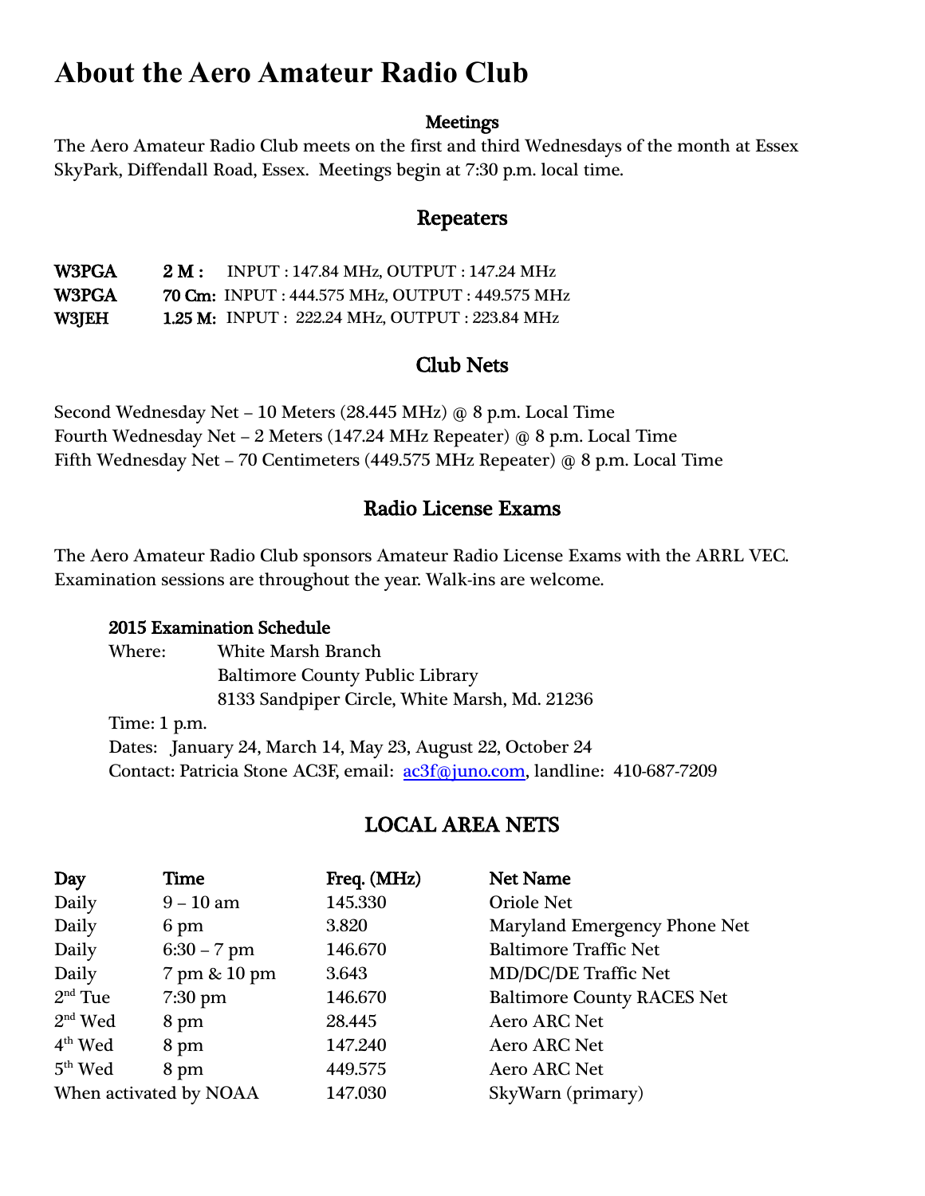# About the Aero Amateur Radio Club

### Meetings

The Aero Amateur Radio Club meets on the first and third Wednesdays of the month at Essex SkyPark, Diffendall Road, Essex. Meetings begin at 7:30 p.m. local time.

### Repeaters

**W3PGA** **2 M :** INPUT : 147.84 MHz, OUTPUT : 147.24 MHz
**W3PGA** **70 Cm:** INPUT : 444.575 MHz, OUTPUT : 449.575 MHz
**W3JEH** **1.25 M:** INPUT : 222.24 MHz, OUTPUT : 223.84 MHz

### Club Nets

Second Wednesday Net – 10 Meters (28.445 MHz) @ 8 p.m. Local Time
Fourth Wednesday Net – 2 Meters (147.24 MHz Repeater) @ 8 p.m. Local Time
Fifth Wednesday Net – 70 Centimeters (449.575 MHz Repeater) @ 8 p.m. Local Time

### Radio License Exams

The Aero Amateur Radio Club sponsors Amateur Radio License Exams with the ARRL VEC. Examination sessions are throughout the year. Walk-ins are welcome.

**2015 Examination Schedule**
Where: White Marsh Branch
Baltimore County Public Library
8133 Sandpiper Circle, White Marsh, Md. 21236
Time: 1 p.m.
Dates: January 24, March 14, May 23, August 22, October 24
Contact: Patricia Stone AC3F, email: ac3f@juno.com, landline: 410-687-7209

### LOCAL AREA NETS

| Day | Time | Freq. (MHz) | Net Name |
|---|---|---|---|
| Daily | 9 – 10 am | 145.330 | Oriole Net |
| Daily | 6 pm | 3.820 | Maryland Emergency Phone Net |
| Daily | 6:30 – 7 pm | 146.670 | Baltimore Traffic Net |
| Daily | 7 pm & 10 pm | 3.643 | MD/DC/DE Traffic Net |
| 2nd Tue | 7:30 pm | 146.670 | Baltimore County RACES Net |
| 2nd Wed | 8 pm | 28.445 | Aero ARC Net |
| 4th Wed | 8 pm | 147.240 | Aero ARC Net |
| 5th Wed | 8 pm | 449.575 | Aero ARC Net |
| When activated by NOAA | | 147.030 | SkyWarn (primary) |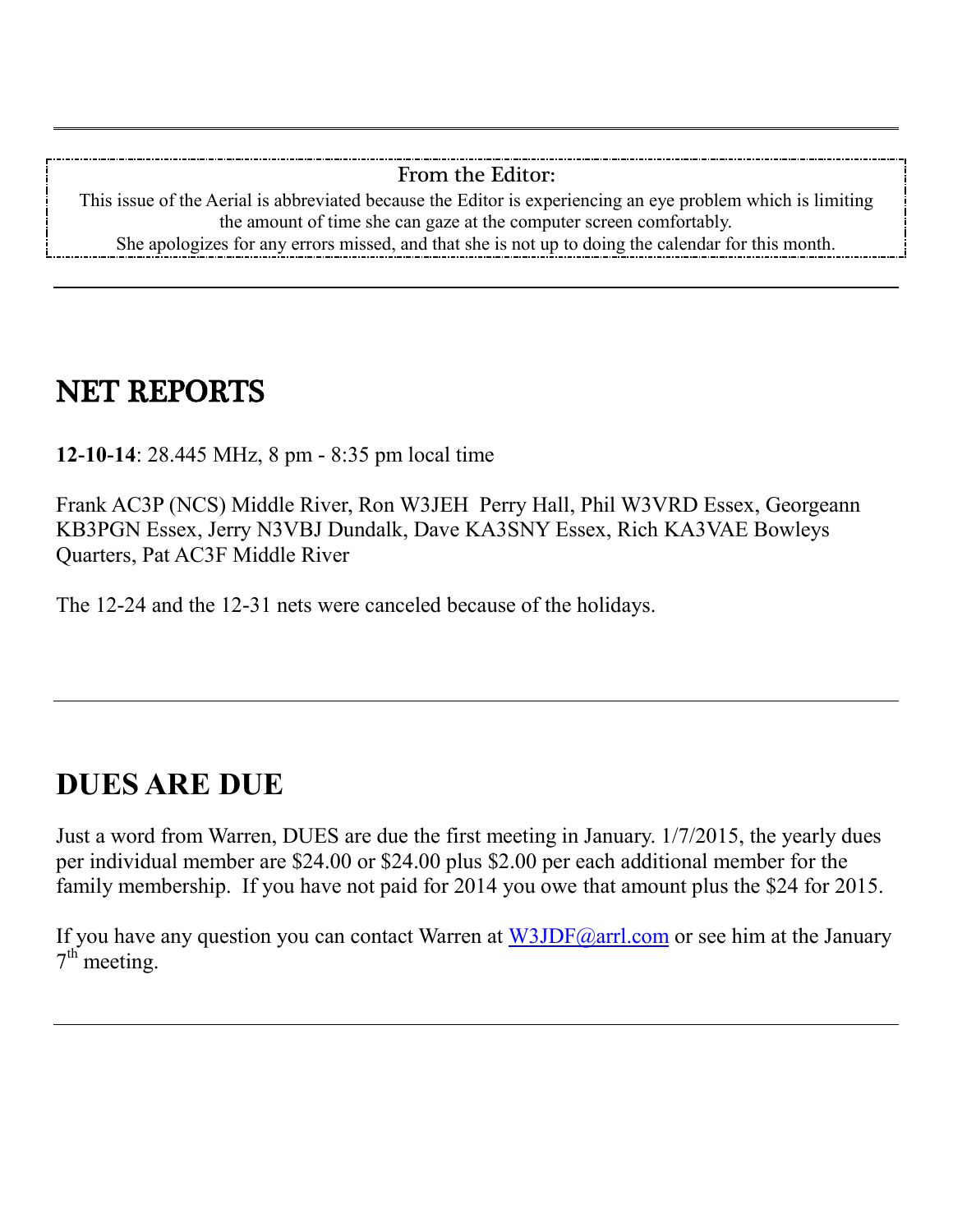From the Editor:

This issue of the Aerial is abbreviated because the Editor is experiencing an eye problem which is limiting the amount of time she can gaze at the computer screen comfortably.
She apologizes for any errors missed, and that she is not up to doing the calendar for this month.

---

# NET REPORTS

**12-10-14**: 28.445 MHz, 8 pm - 8:35 pm local time

Frank AC3P (NCS) Middle River, Ron W3JEH Perry Hall, Phil W3VRD Essex, Georgeann KB3PGN Essex, Jerry N3VBJ Dundalk, Dave KA3SNY Essex, Rich KA3VAE Bowleys Quarters, Pat AC3F Middle River

The 12-24 and the 12-31 nets were canceled because of the holidays.

---

# DUES ARE DUE

Just a word from Warren, DUES are due the first meeting in January. 1/7/2015, the yearly dues per individual member are $24.00 or $24.00 plus $2.00 per each additional member for the family membership. If you have not paid for 2014 you owe that amount plus the $24 for 2015.

If you have any question you can contact Warren at W3JDF@arrl.com or see him at the January 7th meeting.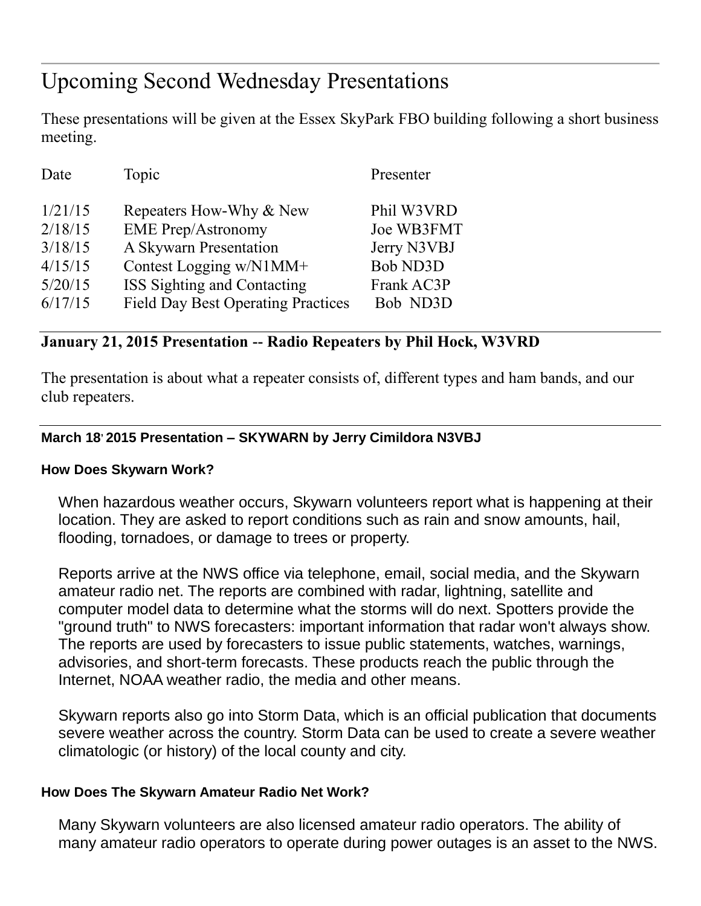## Upcoming Second Wednesday Presentations

These presentations will be given at the Essex SkyPark FBO building following a short business meeting.

| Date | Topic | Presenter |
| --- | --- | --- |
| 1/21/15 | Repeaters How-Why & New | Phil W3VRD |
| 2/18/15 | EME Prep/Astronomy | Joe WB3FMT |
| 3/18/15 | A Skywarn Presentation | Jerry N3VBJ |
| 4/15/15 | Contest Logging w/N1MM+ | Bob ND3D |
| 5/20/15 | ISS Sighting and Contacting | Frank AC3P |
| 6/17/15 | Field Day Best Operating Practices | Bob ND3D |

---

### January 21, 2015 Presentation -- Radio Repeaters by Phil Hock, W3VRD

The presentation is about what a repeater consists of, different types and ham bands, and our club repeaters.

---

#### March 18, 2015 Presentation – SKYWARN by Jerry Cimildora N3VBJ

**How Does Skywarn Work?**

When hazardous weather occurs, Skywarn volunteers report what is happening at their location. They are asked to report conditions such as rain and snow amounts, hail, flooding, tornadoes, or damage to trees or property.

Reports arrive at the NWS office via telephone, email, social media, and the Skywarn amateur radio net. The reports are combined with radar, lightning, satellite and computer model data to determine what the storms will do next. Spotters provide the "ground truth" to NWS forecasters: important information that radar won't always show. The reports are used by forecasters to issue public statements, watches, warnings, advisories, and short-term forecasts. These products reach the public through the Internet, NOAA weather radio, the media and other means.

Skywarn reports also go into Storm Data, which is an official publication that documents severe weather across the country. Storm Data can be used to create a severe weather climatologic (or history) of the local county and city.

**How Does The Skywarn Amateur Radio Net Work?**

Many Skywarn volunteers are also licensed amateur radio operators. The ability of many amateur radio operators to operate during power outages is an asset to the NWS.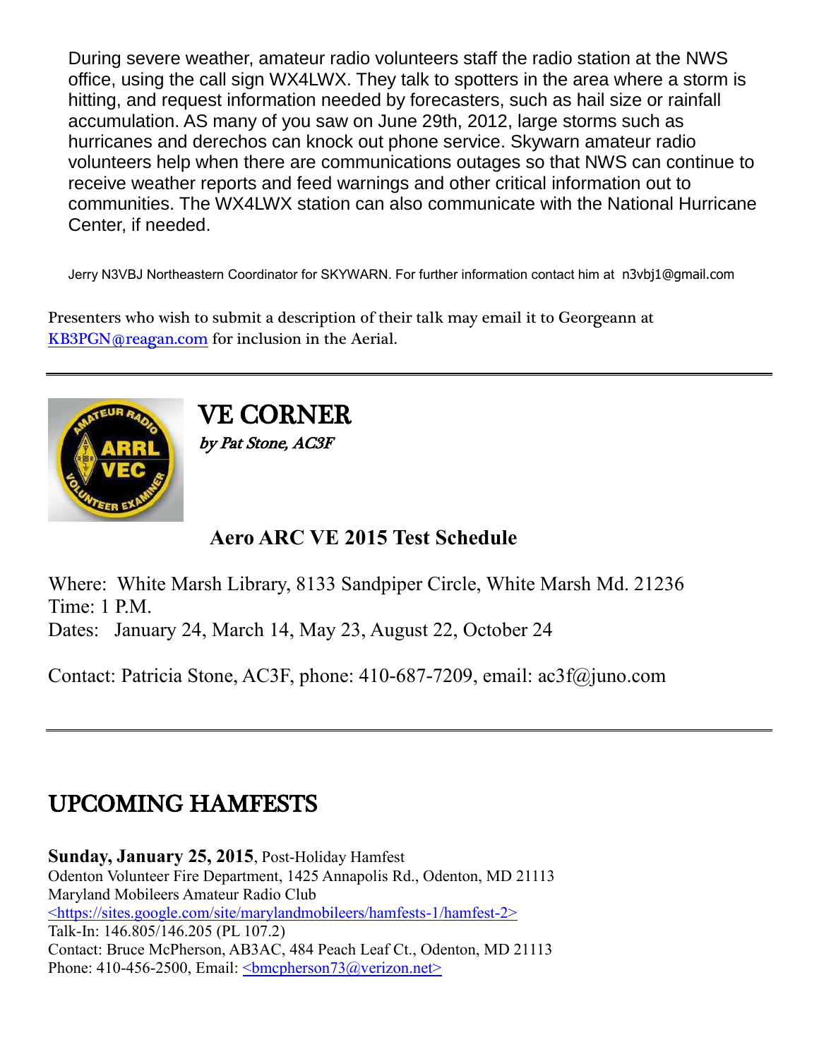During severe weather, amateur radio volunteers staff the radio station at the NWS office, using the call sign WX4LWX. They talk to spotters in the area where a storm is hitting, and request information needed by forecasters, such as hail size or rainfall accumulation. AS many of you saw on June 29th, 2012, large storms such as hurricanes and derechos can knock out phone service. Skywarn amateur radio volunteers help when there are communications outages so that NWS can continue to receive weather reports and feed warnings and other critical information out to communities. The WX4LWX station can also communicate with the National Hurricane Center, if needed.

Jerry N3VBJ Northeastern Coordinator for SKYWARN. For further information contact him at n3vbj1@gmail.com

Presenters who wish to submit a description of their talk may email it to Georgeann at KB3PGN@reagan.com for inclusion in the Aerial.

---

# VE CORNER

***by Pat Stone, AC3F***

### Aero ARC VE 2015 Test Schedule

Where: White Marsh Library, 8133 Sandpiper Circle, White Marsh Md. 21236
Time: 1 P.M.
Dates: January 24, March 14, May 23, August 22, October 24

Contact: Patricia Stone, AC3F, phone: 410-687-7209, email: ac3f@juno.com

---

# UPCOMING HAMFESTS

**Sunday, January 25, 2015**, Post-Holiday Hamfest
Odenton Volunteer Fire Department, 1425 Annapolis Rd., Odenton, MD 21113
Maryland Mobileers Amateur Radio Club
<https://sites.google.com/site/marylandmobileers/hamfests-1/hamfest-2>
Talk-In: 146.805/146.205 (PL 107.2)
Contact: Bruce McPherson, AB3AC, 484 Peach Leaf Ct., Odenton, MD 21113
Phone: 410-456-2500, Email: <bmcpherson73@verizon.net>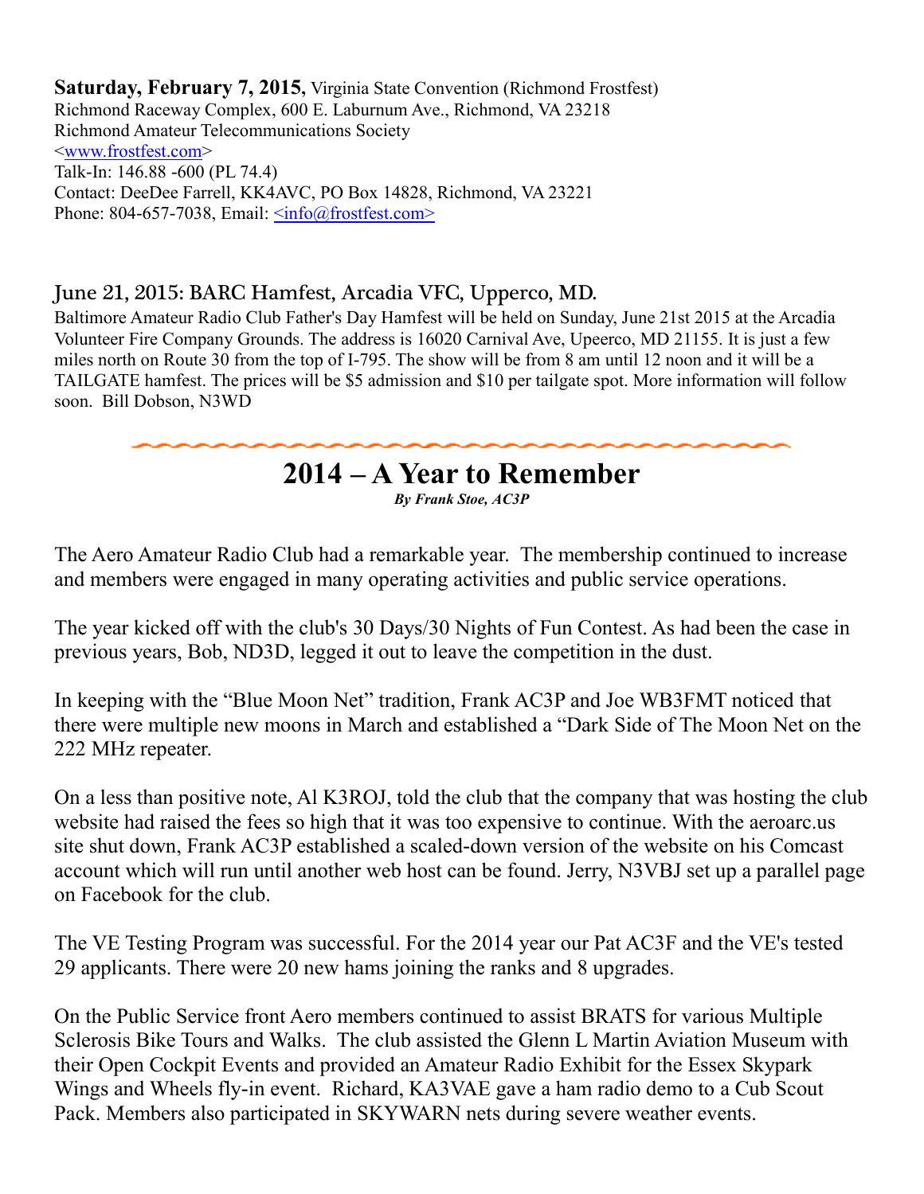**Saturday, February 7, 2015,** Virginia State Convention (Richmond Frostfest)
Richmond Raceway Complex, 600 E. Laburnum Ave., Richmond, VA 23218
Richmond Amateur Telecommunications Society
<www.frostfest.com>
Talk-In: 146.88 -600 (PL 74.4)
Contact: DeeDee Farrell, KK4AVC, PO Box 14828, Richmond, VA 23221
Phone: 804-657-7038, Email: <info@frostfest.com>

### June 21, 2015: BARC Hamfest, Arcadia VFC, Upperco, MD.

Baltimore Amateur Radio Club Father's Day Hamfest will be held on Sunday, June 21st 2015 at the Arcadia Volunteer Fire Company Grounds. The address is 16020 Carnival Ave, Upeerco, MD 21155. It is just a few miles north on Route 30 from the top of I-795. The show will be from 8 am until 12 noon and it will be a TAILGATE hamfest. The prices will be $5 admission and $10 per tailgate spot. More information will follow soon.  Bill Dobson, N3WD

# 2014 – A Year to Remember

***By Frank Stoe, AC3P***

The Aero Amateur Radio Club had a remarkable year.  The membership continued to increase and members were engaged in many operating activities and public service operations.

The year kicked off with the club's 30 Days/30 Nights of Fun Contest. As had been the case in previous years, Bob, ND3D, legged it out to leave the competition in the dust.

In keeping with the "Blue Moon Net" tradition, Frank AC3P and Joe WB3FMT noticed that there were multiple new moons in March and established a "Dark Side of The Moon Net on the 222 MHz repeater.

On a less than positive note, Al K3ROJ, told the club that the company that was hosting the club website had raised the fees so high that it was too expensive to continue. With the aeroarc.us site shut down, Frank AC3P established a scaled-down version of the website on his Comcast account which will run until another web host can be found. Jerry, N3VBJ set up a parallel page on Facebook for the club.

The VE Testing Program was successful. For the 2014 year our Pat AC3F and the VE's tested 29 applicants. There were 20 new hams joining the ranks and 8 upgrades.

On the Public Service front Aero members continued to assist BRATS for various Multiple Sclerosis Bike Tours and Walks.  The club assisted the Glenn L Martin Aviation Museum with their Open Cockpit Events and provided an Amateur Radio Exhibit for the Essex Skypark Wings and Wheels fly-in event.  Richard, KA3VAE gave a ham radio demo to a Cub Scout Pack. Members also participated in SKYWARN nets during severe weather events.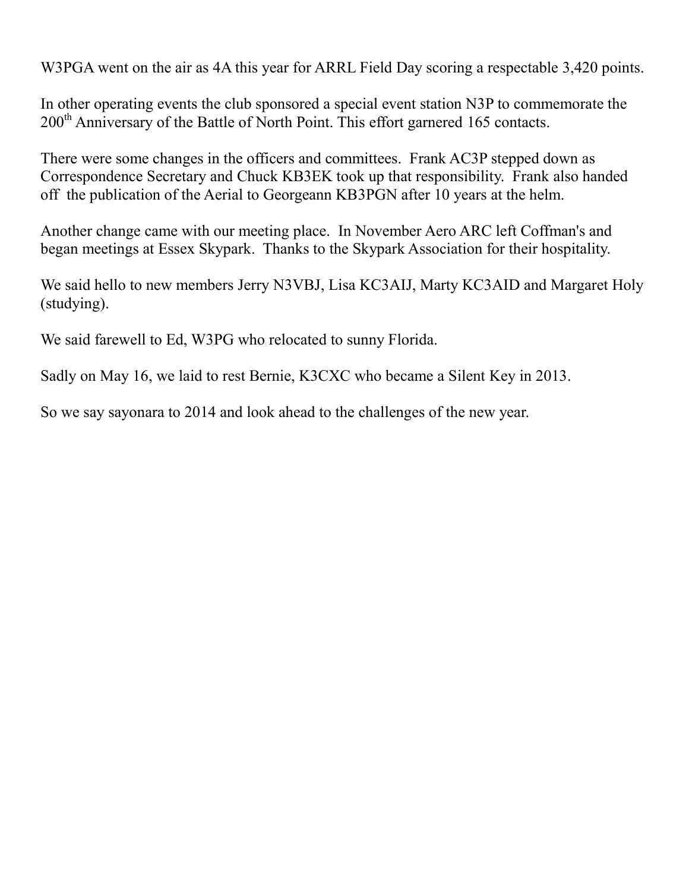W3PGA went on the air as 4A this year for ARRL Field Day scoring a respectable 3,420 points.

In other operating events the club sponsored a special event station N3P to commemorate the 200th Anniversary of the Battle of North Point. This effort garnered 165 contacts.

There were some changes in the officers and committees. Frank AC3P stepped down as Correspondence Secretary and Chuck KB3EK took up that responsibility. Frank also handed off the publication of the Aerial to Georgeann KB3PGN after 10 years at the helm.

Another change came with our meeting place. In November Aero ARC left Coffman's and began meetings at Essex Skypark. Thanks to the Skypark Association for their hospitality.

We said hello to new members Jerry N3VBJ, Lisa KC3AIJ, Marty KC3AID and Margaret Holy (studying).

We said farewell to Ed, W3PG who relocated to sunny Florida.

Sadly on May 16, we laid to rest Bernie, K3CXC who became a Silent Key in 2013.

So we say sayonara to 2014 and look ahead to the challenges of the new year.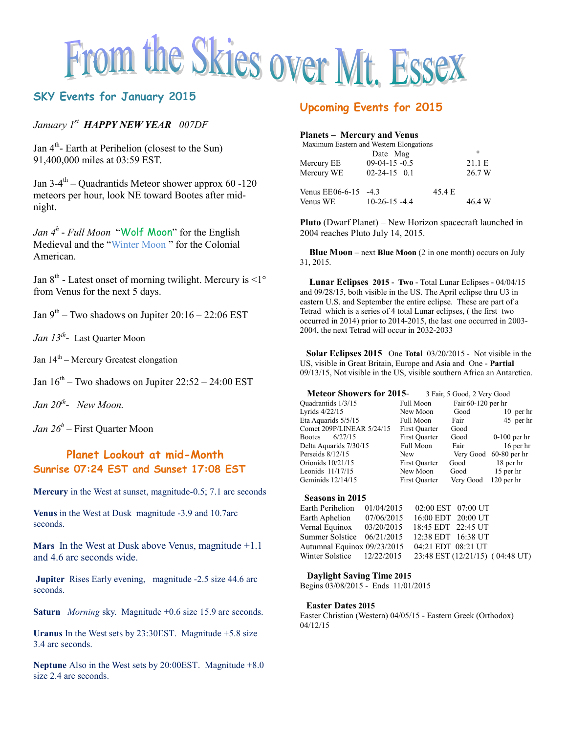# From the Skies over Mt. Essex

## SKY Events for January 2015

*January 1st* ***HAPPY NEW YEAR*** *007DF*

Jan 4th- Earth at Perihelion (closest to the Sun) 91,400,000 miles at 03:59 EST.

Jan 3-4th – Quadrantids Meteor shower approx 60 -120 meteors per hour, look NE toward Bootes after mid-night.

*Jan 4h - Full Moon* “Wolf Moon” for the English Medieval and the “Winter Moon ” for the Colonial American.

Jan 8th - Latest onset of morning twilight. Mercury is <1° from Venus for the next 5 days.

Jan 9th – Two shadows on Jupiter 20:16 – 22:06 EST

*Jan 13th*- Last Quarter Moon

Jan 14th – Mercury Greatest elongation

Jan 16th – Two shadows on Jupiter 22:52 – 24:00 EST

*Jan 20th- New Moon.*

*Jan 26h* – First Quarter Moon

### Planet Lookout at mid-Month
### Sunrise 07:24 EST and Sunset 17:08 EST

**Mercury** in the West at sunset, magnitude-0.5; 7.1 arc seconds

**Venus** in the West at Dusk magnitude -3.9 and 10.7arc seconds.

**Mars** In the West at Dusk above Venus, magnitude +1.1 and 4.6 arc seconds wide.

**Jupiter** Rises Early evening, magnitude -2.5 size 44.6 arc seconds.

**Saturn** *Morning* sky. Magnitude +0.6 size 15.9 arc seconds.

**Uranus** In the West sets by 23:30EST. Magnitude +5.8 size 3.4 arc seconds.

**Neptune** Also in the West sets by 20:00EST. Magnitude +8.0 size 2.4 arc seconds.

## Upcoming Events for 2015

**Planets – Mercury and Venus**
Maximum Eastern and Western Elongations

| | Date | Mag | ° |
|---|---|---|---|
| Mercury EE | 09-04-15 | -0.5 | 21.1 E |
| Mercury WE | 02-24-15 | 0.1 | 26.7 W |
| Venus EE | 06-6-15 | -4.3 | 45.4 E |
| Venus WE | 10-26-15 | -4.4 | 46.4 W |

**Pluto** (Dwarf Planet) – New Horizon spacecraft launched in 2004 reaches Pluto July 14, 2015.

**Blue Moon** – next **Blue Moon** (2 in one month) occurs on July 31, 2015.

**Lunar Eclipses 2015** - **Two** - Total Lunar Eclipses - 04/04/15 and 09/28/15, both visible in the US. The April eclipse thru U3 in eastern U.S. and September the entire eclipse. These are part of a Tetrad which is a series of 4 total Lunar eclipses, ( the first two occurred in 2014) prior to 2014-2015, the last one occurred in 2003-2004, the next Tetrad will occur in 2032-2033

**Solar Eclipses 2015** One **Total** 03/20/2015 - Not visible in the US, visible in Great Britain, Europe and Asia and One - **Partial** 09/13/15, Not visible in the US, visible southern Africa an Antarctica.

**Meteor Showers for 2015**- 3 Fair, 5 Good, 2 Very Good

| | | | |
|---|---|---|---|
| Quadrantids 1/3/15 | Full Moon | Fair | 60-120 per hr |
| Lyrids 4/22/15 | New Moon | Good | 10 per hr |
| Eta Aquarids 5/5/15 | Full Moon | Fair | 45 per hr |
| Comet 209P/LINEAR 5/24/15 | First Quarter | Good | |
| Bootes 6/27/15 | First Quarter | Good | 0-100 per hr |
| Delta Aquarids 7/30/15 | Full Moon | Fair | 16 per hr |
| Perseids 8/12/15 | New | Very Good | 60-80 per hr |
| Orionids 10/21/15 | First Quarter | Good | 18 per hr |
| Leonids 11/17/15 | New Moon | Good | 15 per hr |
| Geminids 12/14/15 | First Quarter | Very Good | 120 per hr |

**Seasons in 2015**

| | | | |
|---|---|---|---|
| Earth Perihelion | 01/04/2015 | 02:00 EST | 07:00 UT |
| Earth Aphelion | 07/06/2015 | 16:00 EDT | 20:00 UT |
| Vernal Equinox | 03/20/2015 | 18:45 EDT | 22:45 UT |
| Summer Solstice | 06/21/2015 | 12:38 EDT | 16:38 UT |
| Autumnal Equinox | 09/23/2015 | 04:21 EDT | 08:21 UT |
| Winter Solstice | 12/22/2015 | 23:48 EST (12/21/15) | ( 04:48 UT) |

**Daylight Saving Time 2015**
Begins 03/08/2015 - Ends 11/01/2015

**Easter Dates 2015**
Easter Christian (Western) 04/05/15 - Eastern Greek (Orthodox) 04/12/15